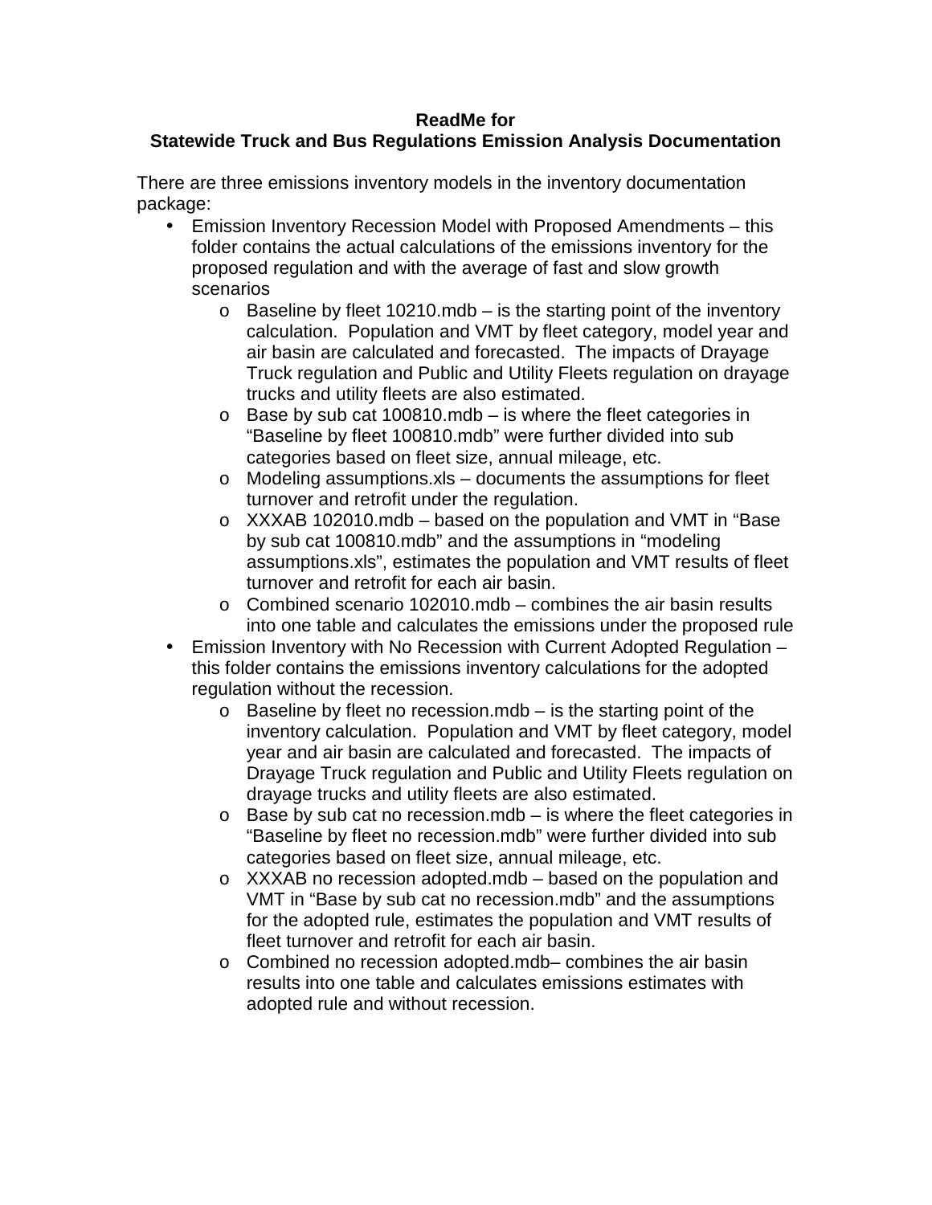**ReadMe for**
**Statewide Truck and Bus Regulations Emission Analysis Documentation**

There are three emissions inventory models in the inventory documentation package:

- Emission Inventory Recession Model with Proposed Amendments – this folder contains the actual calculations of the emissions inventory for the proposed regulation and with the average of fast and slow growth scenarios
  - Baseline by fleet 10210.mdb – is the starting point of the inventory calculation. Population and VMT by fleet category, model year and air basin are calculated and forecasted. The impacts of Drayage Truck regulation and Public and Utility Fleets regulation on drayage trucks and utility fleets are also estimated.
  - Base by sub cat 100810.mdb – is where the fleet categories in "Baseline by fleet 100810.mdb" were further divided into sub categories based on fleet size, annual mileage, etc.
  - Modeling assumptions.xls – documents the assumptions for fleet turnover and retrofit under the regulation.
  - XXXAB 102010.mdb – based on the population and VMT in "Base by sub cat 100810.mdb" and the assumptions in "modeling assumptions.xls", estimates the population and VMT results of fleet turnover and retrofit for each air basin.
  - Combined scenario 102010.mdb – combines the air basin results into one table and calculates the emissions under the proposed rule
- Emission Inventory with No Recession with Current Adopted Regulation – this folder contains the emissions inventory calculations for the adopted regulation without the recession.
  - Baseline by fleet no recession.mdb – is the starting point of the inventory calculation. Population and VMT by fleet category, model year and air basin are calculated and forecasted. The impacts of Drayage Truck regulation and Public and Utility Fleets regulation on drayage trucks and utility fleets are also estimated.
  - Base by sub cat no recession.mdb – is where the fleet categories in "Baseline by fleet no recession.mdb" were further divided into sub categories based on fleet size, annual mileage, etc.
  - XXXAB no recession adopted.mdb – based on the population and VMT in "Base by sub cat no recession.mdb" and the assumptions for the adopted rule, estimates the population and VMT results of fleet turnover and retrofit for each air basin.
  - Combined no recession adopted.mdb– combines the air basin results into one table and calculates emissions estimates with adopted rule and without recession.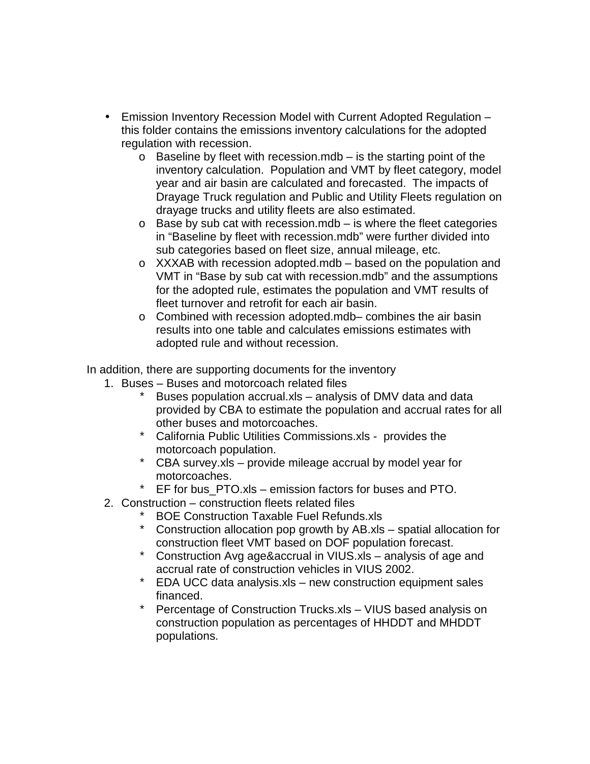- Emission Inventory Recession Model with Current Adopted Regulation – this folder contains the emissions inventory calculations for the adopted regulation with recession.
  - Baseline by fleet with recession.mdb – is the starting point of the inventory calculation. Population and VMT by fleet category, model year and air basin are calculated and forecasted. The impacts of Drayage Truck regulation and Public and Utility Fleets regulation on drayage trucks and utility fleets are also estimated.
  - Base by sub cat with recession.mdb – is where the fleet categories in "Baseline by fleet with recession.mdb" were further divided into sub categories based on fleet size, annual mileage, etc.
  - XXXAB with recession adopted.mdb – based on the population and VMT in "Base by sub cat with recession.mdb" and the assumptions for the adopted rule, estimates the population and VMT results of fleet turnover and retrofit for each air basin.
  - Combined with recession adopted.mdb– combines the air basin results into one table and calculates emissions estimates with adopted rule and without recession.

In addition, there are supporting documents for the inventory

1. Buses – Buses and motorcoach related files
   - Buses population accrual.xls – analysis of DMV data and data provided by CBA to estimate the population and accrual rates for all other buses and motorcoaches.
   - California Public Utilities Commissions.xls - provides the motorcoach population.
   - CBA survey.xls – provide mileage accrual by model year for motorcoaches.
   - EF for bus_PTO.xls – emission factors for buses and PTO.
2. Construction – construction fleets related files
   - BOE Construction Taxable Fuel Refunds.xls
   - Construction allocation pop growth by AB.xls – spatial allocation for construction fleet VMT based on DOF population forecast.
   - Construction Avg age&accrual in VIUS.xls – analysis of age and accrual rate of construction vehicles in VIUS 2002.
   - EDA UCC data analysis.xls – new construction equipment sales financed.
   - Percentage of Construction Trucks.xls – VIUS based analysis on construction population as percentages of HHDDT and MHDDT populations.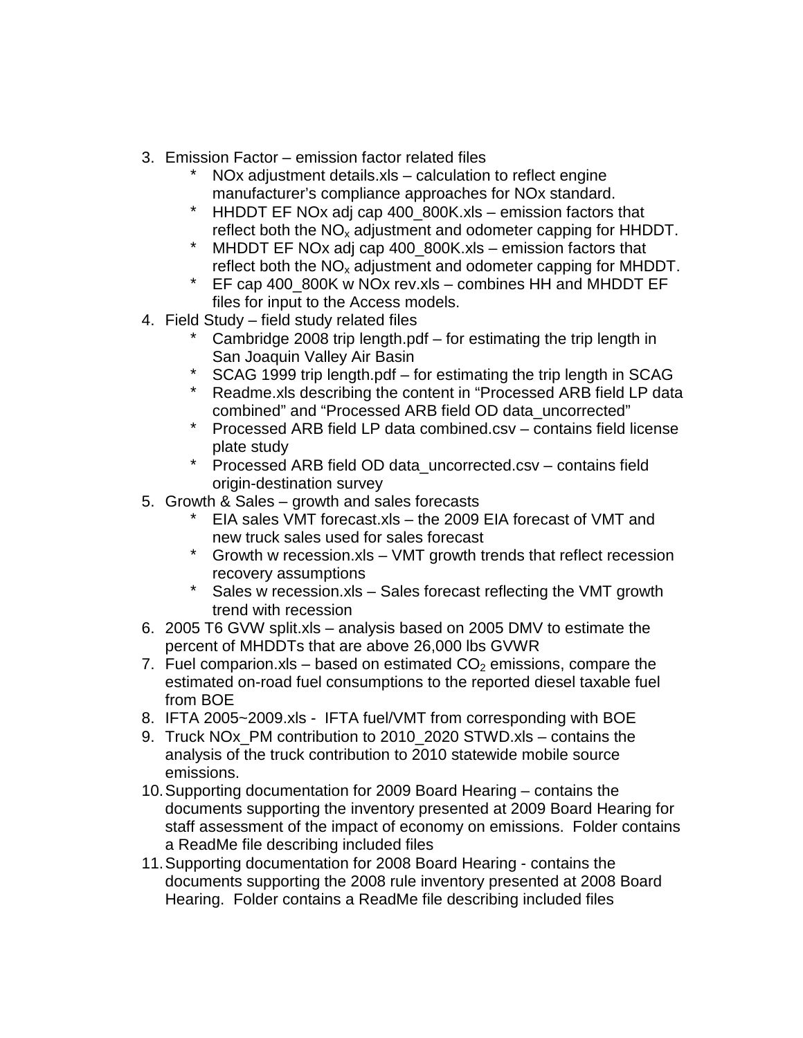3. Emission Factor – emission factor related files
   * NOx adjustment details.xls – calculation to reflect engine manufacturer's compliance approaches for NOx standard.
   * HHDDT EF NOx adj cap 400_800K.xls – emission factors that reflect both the $NO_x$ adjustment and odometer capping for HHDDT.
   * MHDDT EF NOx adj cap 400_800K.xls – emission factors that reflect both the $NO_x$ adjustment and odometer capping for MHDDT.
   * EF cap 400_800K w NOx rev.xls – combines HH and MHDDT EF files for input to the Access models.
4. Field Study – field study related files
   * Cambridge 2008 trip length.pdf – for estimating the trip length in San Joaquin Valley Air Basin
   * SCAG 1999 trip length.pdf – for estimating the trip length in SCAG
   * Readme.xls describing the content in "Processed ARB field LP data combined" and "Processed ARB field OD data_uncorrected"
   * Processed ARB field LP data combined.csv – contains field license plate study
   * Processed ARB field OD data_uncorrected.csv – contains field origin-destination survey
5. Growth & Sales – growth and sales forecasts
   * EIA sales VMT forecast.xls – the 2009 EIA forecast of VMT and new truck sales used for sales forecast
   * Growth w recession.xls – VMT growth trends that reflect recession recovery assumptions
   * Sales w recession.xls – Sales forecast reflecting the VMT growth trend with recession
6. 2005 T6 GVW split.xls – analysis based on 2005 DMV to estimate the percent of MHDDTs that are above 26,000 lbs GVWR
7. Fuel comparion.xls – based on estimated $CO_2$ emissions, compare the estimated on-road fuel consumptions to the reported diesel taxable fuel from BOE
8. IFTA 2005~2009.xls - IFTA fuel/VMT from corresponding with BOE
9. Truck NOx_PM contribution to 2010_2020 STWD.xls – contains the analysis of the truck contribution to 2010 statewide mobile source emissions.
10. Supporting documentation for 2009 Board Hearing – contains the documents supporting the inventory presented at 2009 Board Hearing for staff assessment of the impact of economy on emissions. Folder contains a ReadMe file describing included files
11. Supporting documentation for 2008 Board Hearing - contains the documents supporting the 2008 rule inventory presented at 2008 Board Hearing. Folder contains a ReadMe file describing included files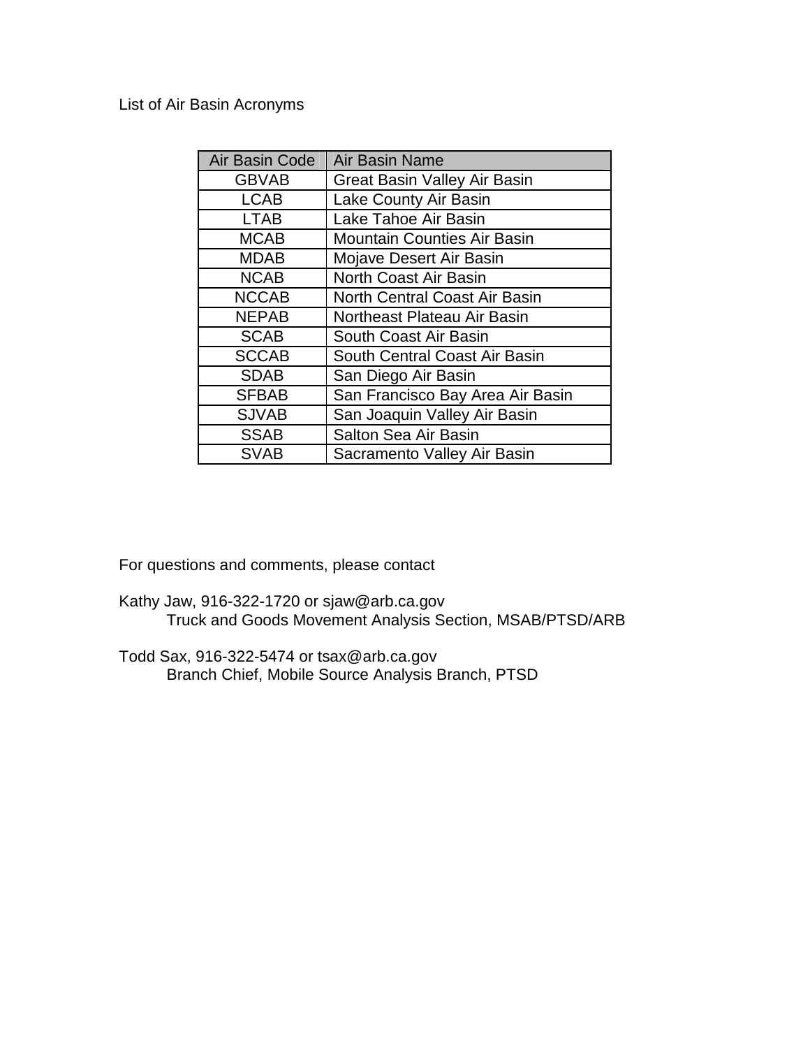List of Air Basin Acronyms

| Air Basin Code | Air Basin Name |
|---|---|
| GBVAB | Great Basin Valley Air Basin |
| LCAB | Lake County Air Basin |
| LTAB | Lake Tahoe Air Basin |
| MCAB | Mountain Counties Air Basin |
| MDAB | Mojave Desert Air Basin |
| NCAB | North Coast Air Basin |
| NCCAB | North Central Coast Air Basin |
| NEPAB | Northeast Plateau Air Basin |
| SCAB | South Coast Air Basin |
| SCCAB | South Central Coast Air Basin |
| SDAB | San Diego Air Basin |
| SFBAB | San Francisco Bay Area Air Basin |
| SJVAB | San Joaquin Valley Air Basin |
| SSAB | Salton Sea Air Basin |
| SVAB | Sacramento Valley Air Basin |

For questions and comments, please contact

Kathy Jaw, 916-322-1720 or sjaw@arb.ca.gov
Truck and Goods Movement Analysis Section, MSAB/PTSD/ARB

Todd Sax, 916-322-5474 or tsax@arb.ca.gov
Branch Chief, Mobile Source Analysis Branch, PTSD